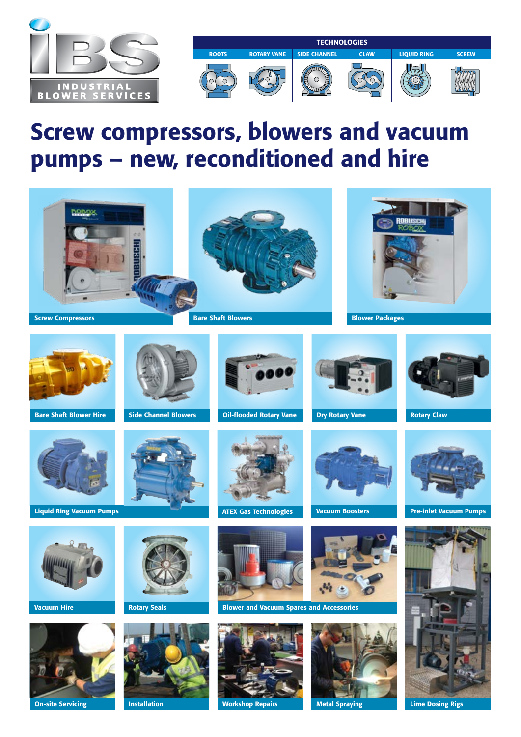IBS

INDUSTRIAL BLOWER SERVICES

| TECHNOLOGIES | | | | | |
|---|---|---|---|---|---|
| ROOTS | ROTARY VANE | SIDE CHANNEL | CLAW | LIQUID RING | SCREW |

# Screw compressors, blowers and vacuum pumps – new, reconditioned and hire

Screw Compressors

Bare Shaft Blowers

Blower Packages

Bare Shaft Blower Hire

Side Channel Blowers

Oil-flooded Rotary Vane

Dry Rotary Vane

Rotary Claw

Liquid Ring Vacuum Pumps

ATEX Gas Technologies

Vacuum Boosters

Pre-inlet Vacuum Pumps

Vacuum Hire

Rotary Seals

Blower and Vacuum Spares and Accessories

On-site Servicing

Installation

Workshop Repairs

Metal Spraying

Lime Dosing Rigs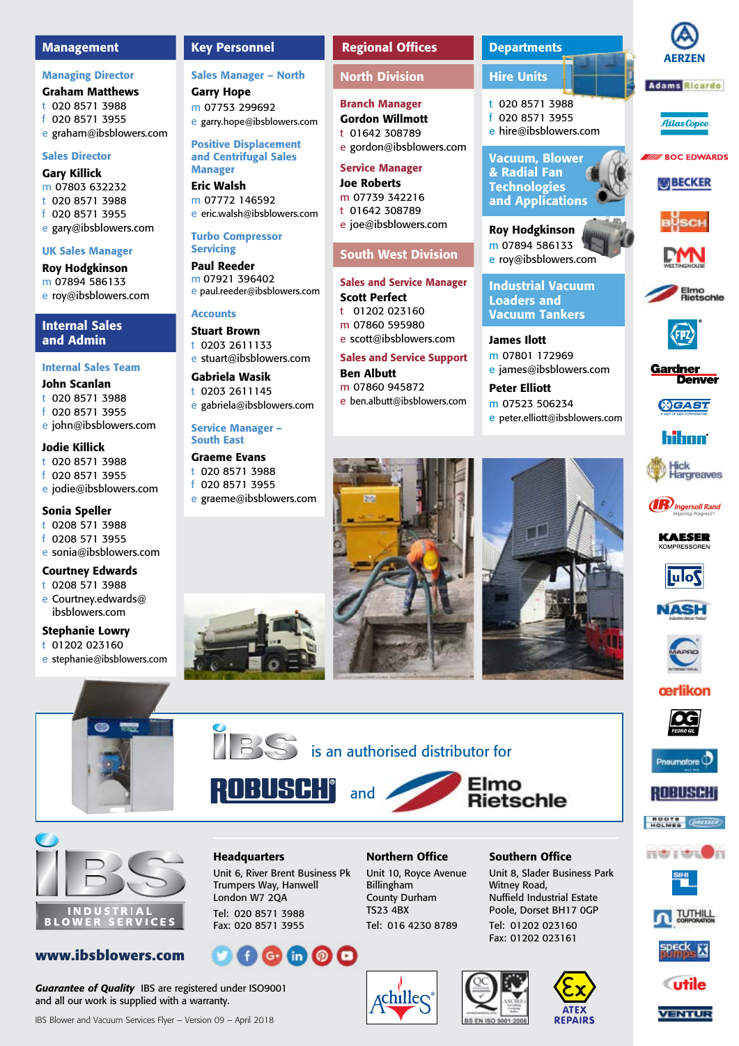## Management

**Managing Director**
**Graham Matthews**
t 020 8571 3988
f 020 8571 3955
e graham@ibsblowers.com

**Sales Director**
**Gary Killick**
m 07803 632232
t 020 8571 3988
f 020 8571 3955
e gary@ibsblowers.com

**UK Sales Manager**
**Roy Hodgkinson**
m 07894 586133
e roy@ibsblowers.com

## Internal Sales and Admin

**Internal Sales Team**
**John Scanlan**
t 020 8571 3988
f 020 8571 3955
e john@ibsblowers.com

**Jodie Killick**
t 020 8571 3988
f 020 8571 3955
e jodie@ibsblowers.com

**Sonia Speller**
t 0208 571 3988
f 0208 571 3955
e sonia@ibsblowers.com

**Courtney Edwards**
t 0208 571 3988
e Courtney.edwards@ibsblowers.com

**Stephanie Lowry**
t 01202 023160
e stephanie@ibsblowers.com

## Key Personnel

**Sales Manager – North**
**Garry Hope**
m 07753 299692
e garry.hope@ibsblowers.com

**Positive Displacement and Centrifugal Sales Manager**
**Eric Walsh**
m 07772 146592
e eric.walsh@ibsblowers.com

**Turbo Compressor Servicing**
**Paul Reeder**
m 07921 396402
e paul.reeder@ibsblowers.com

**Accounts**
**Stuart Brown**
t 0203 2611133
e stuart@ibsblowers.com

**Gabriela Wasik**
t 0203 2611145
e gabriela@ibsblowers.com

**Service Manager – South East**
**Graeme Evans**
t 020 8571 3988
f 020 8571 3955
e graeme@ibsblowers.com

## Regional Offices

### North Division

**Branch Manager**
**Gordon Willmott**
t 01642 308789
e gordon@ibsblowers.com

**Service Manager**
**Joe Roberts**
m 07739 342216
t 01642 308789
e joe@ibsblowers.com

### South West Division

**Sales and Service Manager**
**Scott Perfect**
t 01202 023160
m 07860 595980
e scott@ibsblowers.com

**Sales and Service Support**
**Ben Albutt**
m 07860 945872
e ben.albutt@ibsblowers.com

## Departments

### Hire Units

t 020 8571 3988
f 020 8571 3955
e hire@ibsblowers.com

### Vacuum, Blower & Radial Fan Technologies and Applications

**Roy Hodgkinson**
m 07894 586133
e roy@ibsblowers.com

### Industrial Vacuum Loaders and Vacuum Tankers

**James Ilott**
m 07801 172969
e james@ibsblowers.com

**Peter Elliott**
m 07523 506234
e peter.elliott@ibsblowers.com

AERZEN · Adams Ricardo · Atlas Copco · BOC EDWARDS · BECKER · BUSCH · DMN WESTINGHOUSE · Elmo Rietschle · FPZ · Gardner Denver · GAST · hibon · Hick Hargreaves · Ingersoll Rand · KAESER KOMPRESSOREN · Iutos · NASH · MAPRO · oerlikon · OG PEDRO GIL · Pneumofore · ROBUSCHI · ROOTS HOLMES DRESSER · ROTRON · SIHI · TUTHILL CORPORATION · speck pumps · utile · VENTUR

IBS is an authorised distributor for ROBUSCHI and Elmo Rietschle

IBS INDUSTRIAL BLOWER SERVICES

**Headquarters**
Unit 6, River Brent Business Pk
Trumpers Way, Hanwell
London W7 2QA
Tel: 020 8571 3988
Fax: 020 8571 3955

**Northern Office**
Unit 10, Royce Avenue
Billingham
County Durham
TS23 4BX
Tel: 016 4230 8789

**Southern Office**
Unit 8, Slader Business Park
Witney Road,
Nuffield Industrial Estate
Poole, Dorset BH17 0GP
Tel: 01202 023160
Fax: 01202 023161

**www.ibsblowers.com**

***Guarantee of Quality*** IBS are registered under ISO9001 and all our work is supplied with a warranty.

Achilles · BS EN ISO 9001:2008 · ATEX REPAIRS

IBS Blower and Vacuum Services Flyer – Version 09 – April 2018